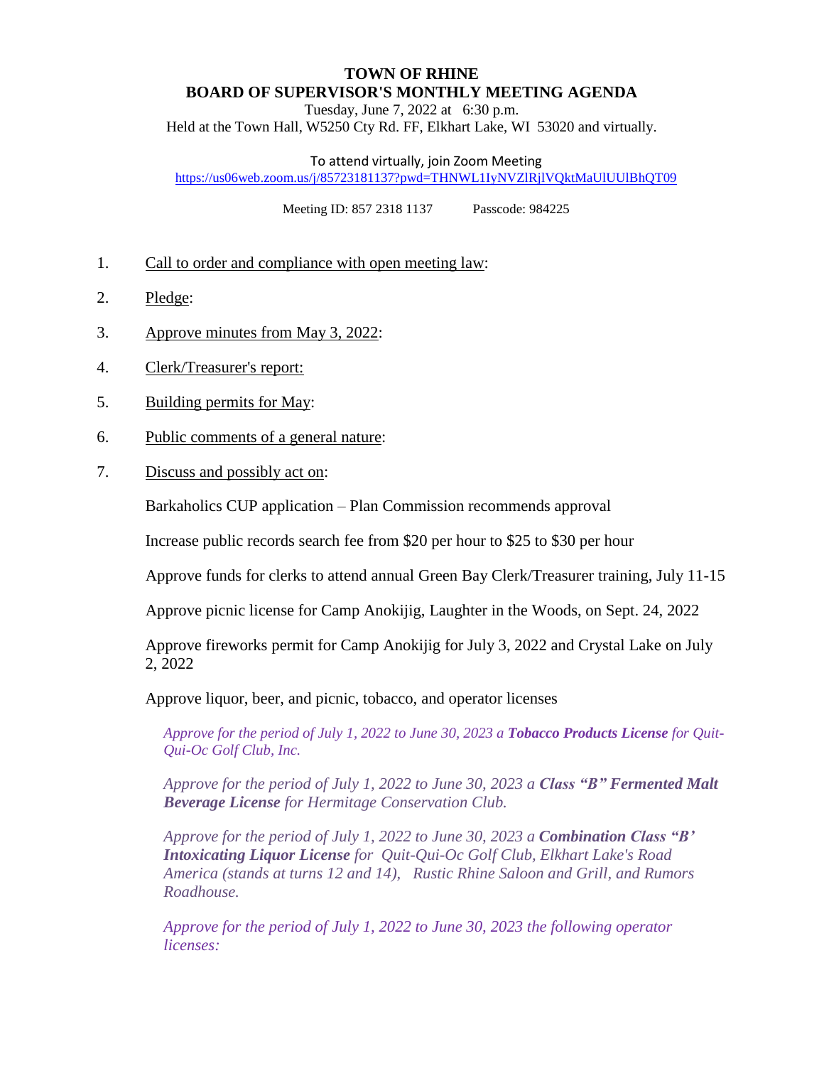# TOWN OF RHINE
## BOARD OF SUPERVISOR'S MONTHLY MEETING AGENDA

Tuesday, June 7, 2022 at 6:30 p.m.
Held at the Town Hall, W5250 Cty Rd. FF, Elkhart Lake, WI 53020 and virtually.

To attend virtually, join Zoom Meeting
https://us06web.zoom.us/j/85723181137?pwd=THNWL1IyNVZlRjlVQktMaUlUUlBhQT09

Meeting ID: 857 2318 1137 Passcode: 984225

1. Call to order and compliance with open meeting law:
2. Pledge:
3. Approve minutes from May 3, 2022:
4. Clerk/Treasurer's report:
5. Building permits for May:
6. Public comments of a general nature:
7. Discuss and possibly act on:

   Barkaholics CUP application – Plan Commission recommends approval

   Increase public records search fee from $20 per hour to $25 to $30 per hour

   Approve funds for clerks to attend annual Green Bay Clerk/Treasurer training, July 11-15

   Approve picnic license for Camp Anokijig, Laughter in the Woods, on Sept. 24, 2022

   Approve fireworks permit for Camp Anokijig for July 3, 2022 and Crystal Lake on July 2, 2022

   Approve liquor, beer, and picnic, tobacco, and operator licenses

   *Approve for the period of July 1, 2022 to June 30, 2023 a **Tobacco Products License** for Quit-Qui-Oc Golf Club, Inc.*

   *Approve for the period of July 1, 2022 to June 30, 2023 a **Class "B" Fermented Malt Beverage License** for Hermitage Conservation Club.*

   *Approve for the period of July 1, 2022 to June 30, 2023 a **Combination Class "B' Intoxicating Liquor License** for Quit-Qui-Oc Golf Club, Elkhart Lake's Road America (stands at turns 12 and 14), Rustic Rhine Saloon and Grill, and Rumors Roadhouse.*

   *Approve for the period of July 1, 2022 to June 30, 2023 the following operator licenses:*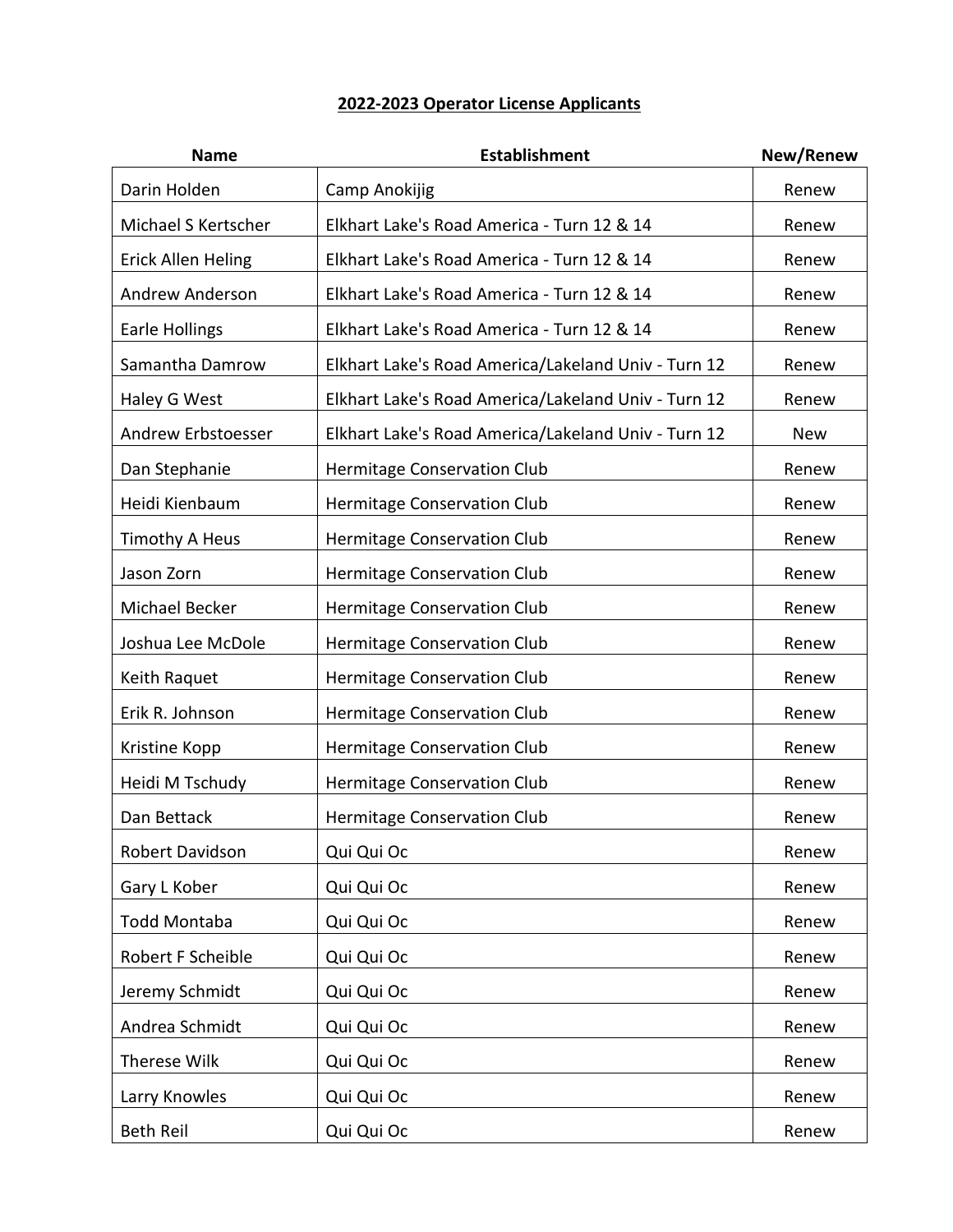**2022-2023 Operator License Applicants**

| Name | Establishment | New/Renew |
|---|---|---|
| Darin Holden | Camp Anokijig | Renew |
| Michael S Kertscher | Elkhart Lake's Road America - Turn 12 & 14 | Renew |
| Erick Allen Heling | Elkhart Lake's Road America - Turn 12 & 14 | Renew |
| Andrew Anderson | Elkhart Lake's Road America - Turn 12 & 14 | Renew |
| Earle Hollings | Elkhart Lake's Road America - Turn 12 & 14 | Renew |
| Samantha Damrow | Elkhart Lake's Road America/Lakeland Univ - Turn 12 | Renew |
| Haley G West | Elkhart Lake's Road America/Lakeland Univ - Turn 12 | Renew |
| Andrew Erbstoesser | Elkhart Lake's Road America/Lakeland Univ - Turn 12 | New |
| Dan Stephanie | Hermitage Conservation Club | Renew |
| Heidi Kienbaum | Hermitage Conservation Club | Renew |
| Timothy A Heus | Hermitage Conservation Club | Renew |
| Jason Zorn | Hermitage Conservation Club | Renew |
| Michael Becker | Hermitage Conservation Club | Renew |
| Joshua Lee McDole | Hermitage Conservation Club | Renew |
| Keith Raquet | Hermitage Conservation Club | Renew |
| Erik R. Johnson | Hermitage Conservation Club | Renew |
| Kristine Kopp | Hermitage Conservation Club | Renew |
| Heidi M Tschudy | Hermitage Conservation Club | Renew |
| Dan Bettack | Hermitage Conservation Club | Renew |
| Robert Davidson | Qui Qui Oc | Renew |
| Gary L Kober | Qui Qui Oc | Renew |
| Todd Montaba | Qui Qui Oc | Renew |
| Robert F Scheible | Qui Qui Oc | Renew |
| Jeremy Schmidt | Qui Qui Oc | Renew |
| Andrea Schmidt | Qui Qui Oc | Renew |
| Therese Wilk | Qui Qui Oc | Renew |
| Larry Knowles | Qui Qui Oc | Renew |
| Beth Reil | Qui Qui Oc | Renew |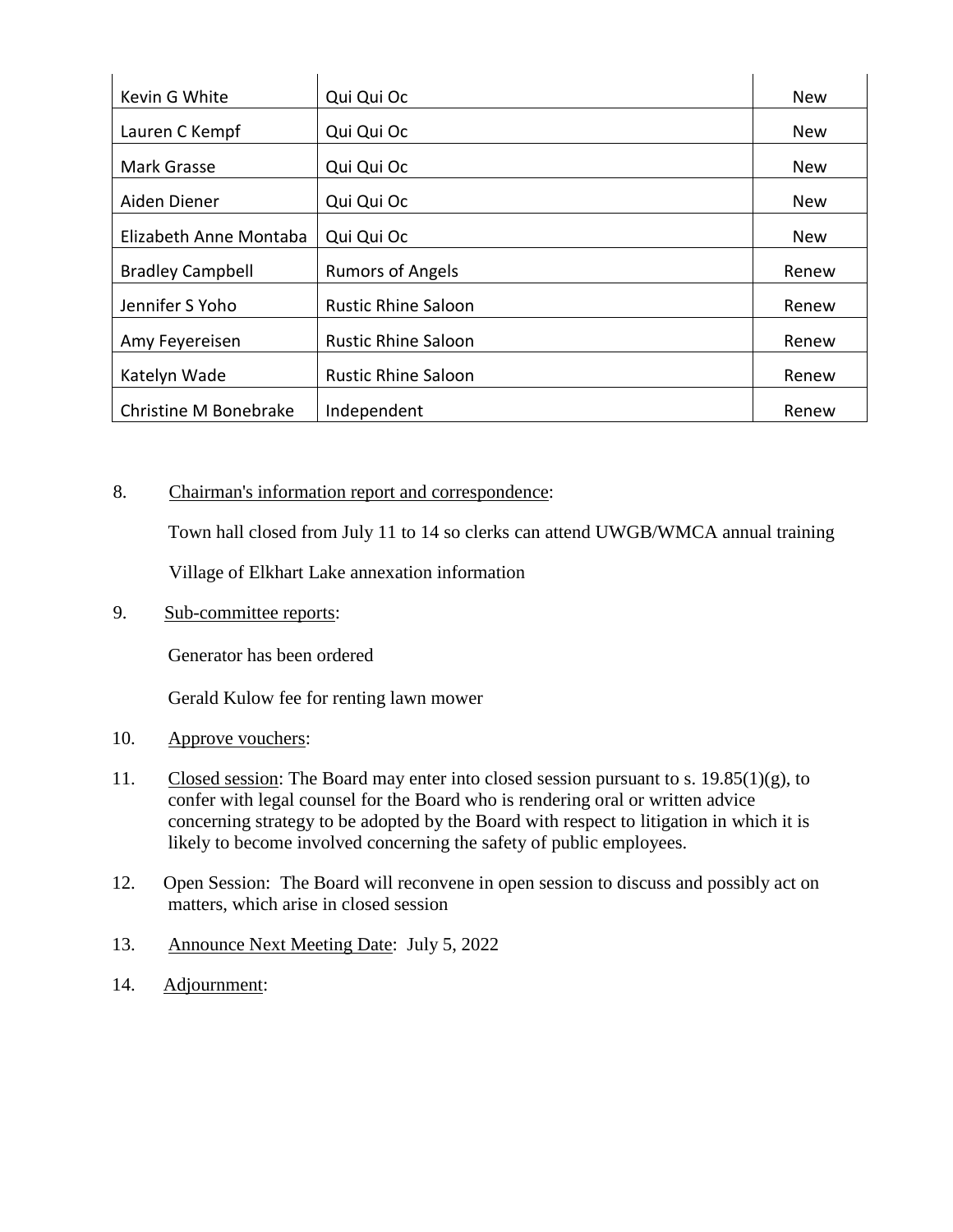| | | |
|---|---|---|
| Kevin G White | Qui Qui Oc | New |
| Lauren C Kempf | Qui Qui Oc | New |
| Mark Grasse | Qui Qui Oc | New |
| Aiden Diener | Qui Qui Oc | New |
| Elizabeth Anne Montaba | Qui Qui Oc | New |
| Bradley Campbell | Rumors of Angels | Renew |
| Jennifer S Yoho | Rustic Rhine Saloon | Renew |
| Amy Feyereisen | Rustic Rhine Saloon | Renew |
| Katelyn Wade | Rustic Rhine Saloon | Renew |
| Christine M Bonebrake | Independent | Renew |

8. Chairman's information report and correspondence:

   Town hall closed from July 11 to 14 so clerks can attend UWGB/WMCA annual training

   Village of Elkhart Lake annexation information

9. Sub-committee reports:

   Generator has been ordered

   Gerald Kulow fee for renting lawn mower

10. Approve vouchers:

11. Closed session: The Board may enter into closed session pursuant to s. 19.85(1)(g), to confer with legal counsel for the Board who is rendering oral or written advice concerning strategy to be adopted by the Board with respect to litigation in which it is likely to become involved concerning the safety of public employees.

12. Open Session: The Board will reconvene in open session to discuss and possibly act on matters, which arise in closed session

13. Announce Next Meeting Date: July 5, 2022

14. Adjournment: